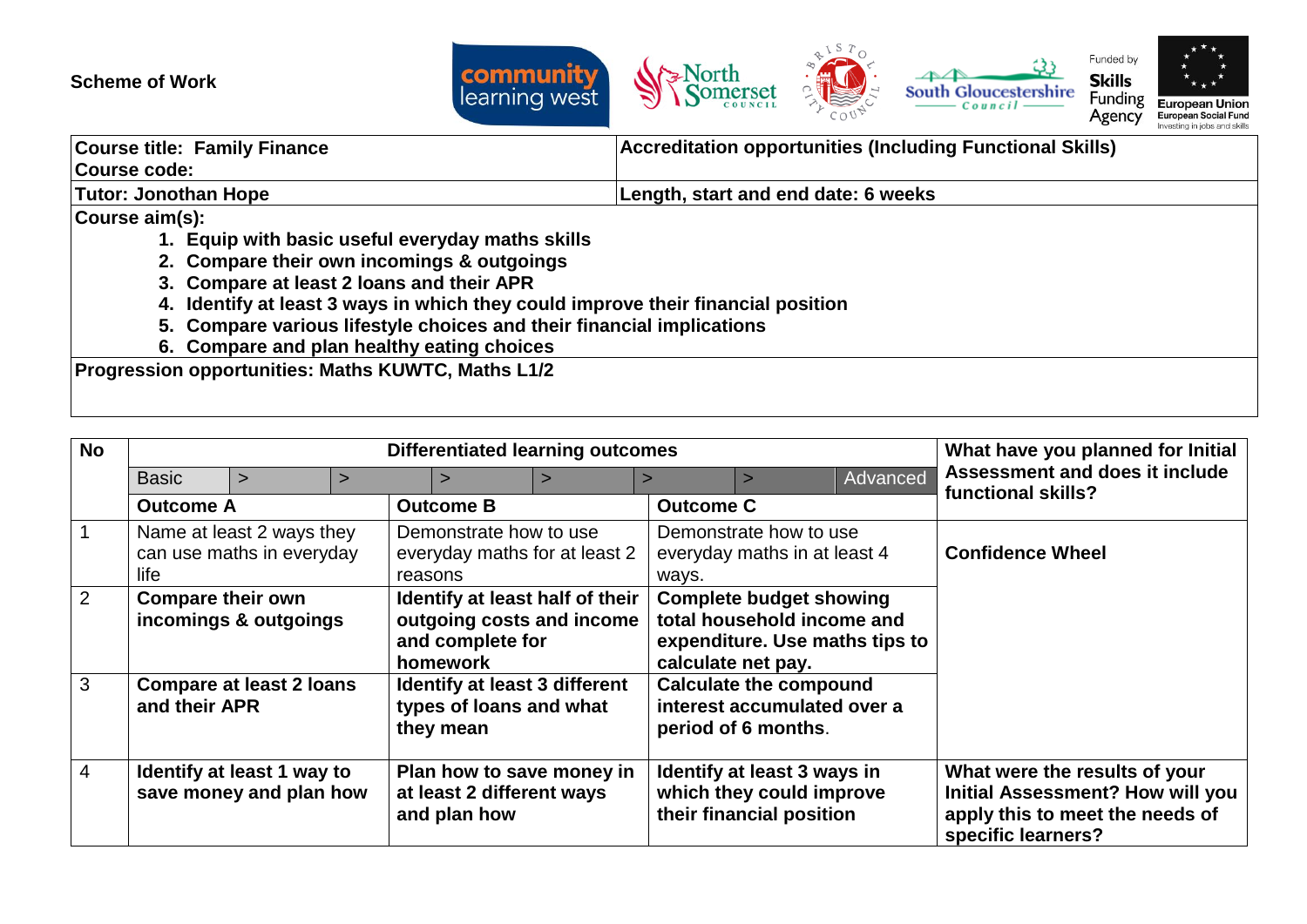**Scheme of Work**

| Course title: Family Finance<br>Course code: | Accreditation opportunities (Including Functional Skills) |
|---|---|
| **Tutor: Jonothan Hope** | **Length, start and end date: 6 weeks** |

**Course aim(s):**

1. **Equip with basic useful everyday maths skills**
2. **Compare their own incomings & outgoings**
3. **Compare at least 2 loans and their APR**
4. **Identify at least 3 ways in which they could improve their financial position**
5. **Compare various lifestyle choices and their financial implications**
6. **Compare and plan healthy eating choices**

**Progression opportunities: Maths KUWTC, Maths L1/2**

| No | Differentiated learning outcomes (Basic > > > > > > Advanced) | | | What have you planned for Initial Assessment and does it include functional skills? |
|---|---|---|---|---|
| | **Outcome A** | **Outcome B** | **Outcome C** | |
| 1 | Name at least 2 ways they can use maths in everyday life | Demonstrate how to use everyday maths for at least 2 reasons | Demonstrate how to use everyday maths in at least 4 ways. | **Confidence Wheel** |
| 2 | **Compare their own incomings & outgoings** | **Identify at least half of their outgoing costs and income and complete for homework** | **Complete budget showing total household income and expenditure. Use maths tips to calculate net pay.** | |
| 3 | **Compare at least 2 loans and their APR** | **Identify at least 3 different types of loans and what they mean** | **Calculate the compound interest accumulated over a period of 6 months.** | |
| 4 | **Identify at least 1 way to save money and plan how** | **Plan how to save money in at least 2 different ways and plan how** | **Identify at least 3 ways in which they could improve their financial position** | **What were the results of your Initial Assessment? How will you apply this to meet the needs of specific learners?** |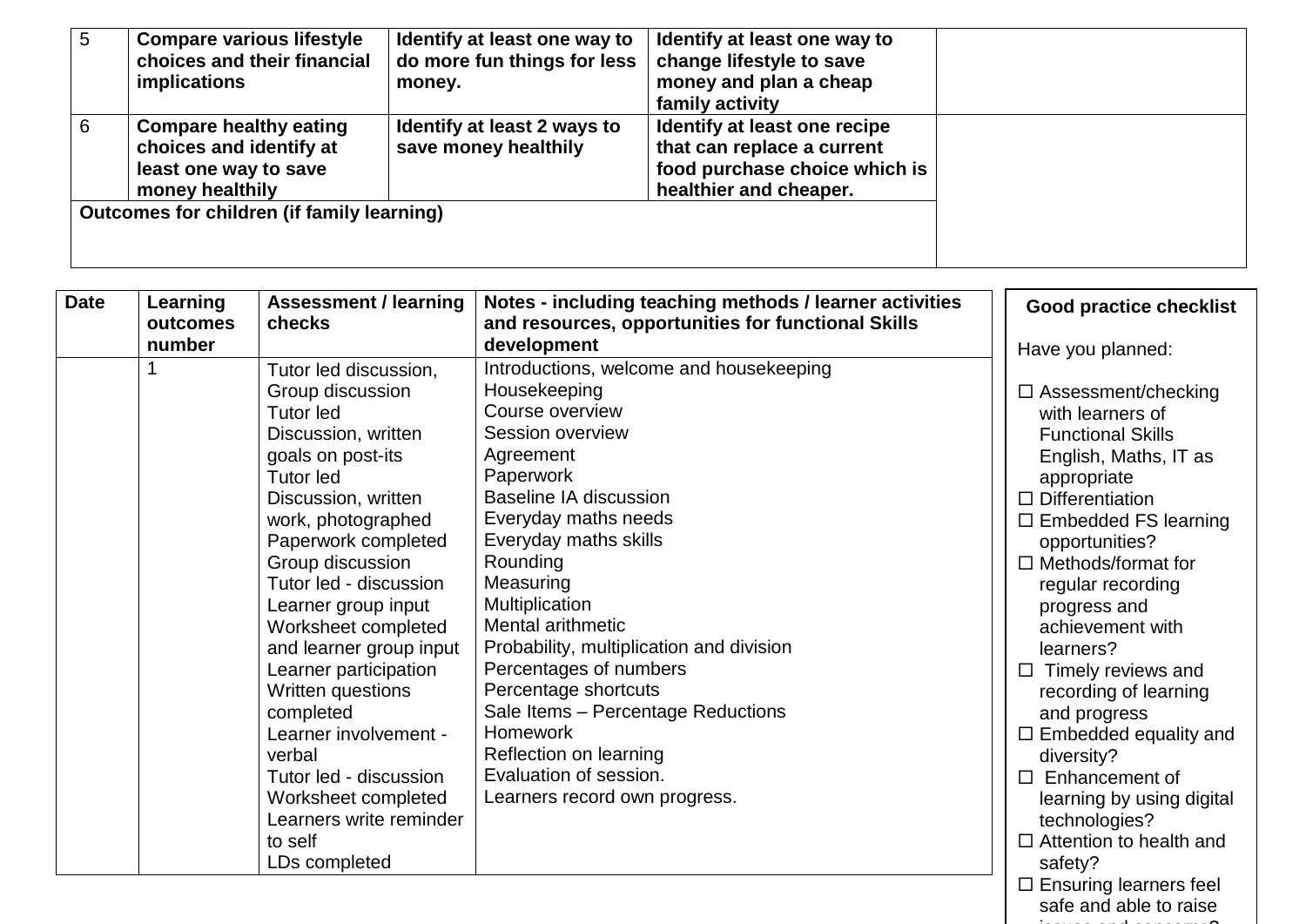| | | | | |
|---|---|---|---|---|
| 5 | **Compare various lifestyle choices and their financial implications** | **Identify at least one way to do more fun things for less money.** | **Identify at least one way to change lifestyle to save money and plan a cheap family activity** | |
| 6 | **Compare healthy eating choices and identify at least one way to save money healthily** | **Identify at least 2 ways to save money healthily** | **Identify at least one recipe that can replace a current food purchase choice which is healthier and cheaper.** | |
| **Outcomes for children (if family learning)** | | | | |

| Date | Learning outcomes number | Assessment / learning checks | Notes - including teaching methods / learner activities and resources, opportunities for functional Skills development |
|---|---|---|---|
| | 1 | Tutor led discussion,<br>Group discussion<br>Tutor led<br>Discussion, written goals on post-its<br>Tutor led<br>Discussion, written work, photographed<br>Paperwork completed<br>Group discussion<br>Tutor led - discussion<br>Learner group input<br>Worksheet completed and learner group input<br>Learner participation<br>Written questions completed<br>Learner involvement - verbal<br>Tutor led - discussion<br>Worksheet completed<br>Learners write reminder to self<br>LDs completed | Introductions, welcome and housekeeping<br>Housekeeping<br>Course overview<br>Session overview<br>Agreement<br>Paperwork<br>Baseline IA discussion<br>Everyday maths needs<br>Everyday maths skills<br>Rounding<br>Measuring<br>Multiplication<br>Mental arithmetic<br>Probability, multiplication and division<br>Percentages of numbers<br>Percentage shortcuts<br>Sale Items – Percentage Reductions<br>Homework<br>Reflection on learning<br>Evaluation of session.<br>Learners record own progress. |

**Good practice checklist**

Have you planned:

- ☐ Assessment/checking with learners of Functional Skills English, Maths, IT as appropriate
- ☐ Differentiation
- ☐ Embedded FS learning opportunities?
- ☐ Methods/format for regular recording progress and achievement with learners?
- ☐ Timely reviews and recording of learning and progress
- ☐ Embedded equality and diversity?
- ☐ Enhancement of learning by using digital technologies?
- ☐ Attention to health and safety?
- ☐ Ensuring learners feel safe and able to raise issues and concerns?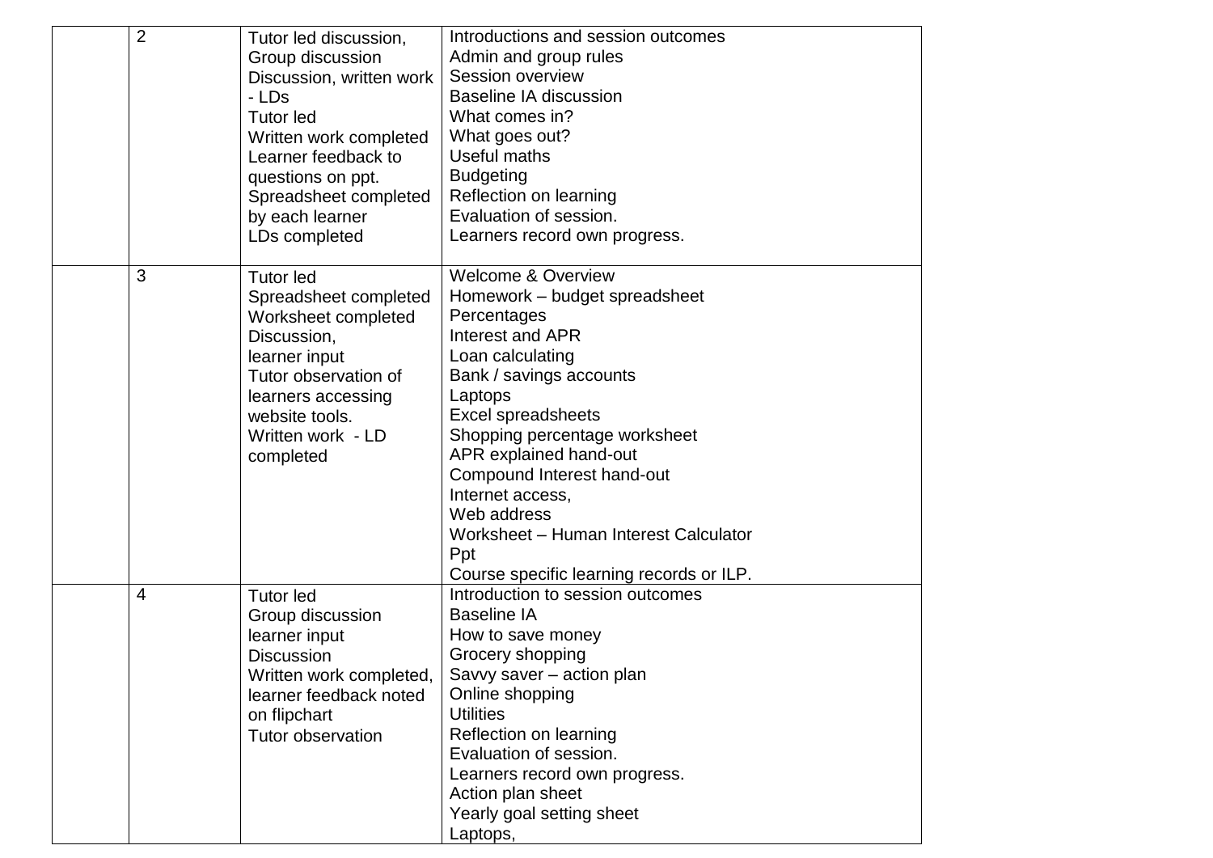| | | | |
|---|---|---|---|
| | 2 | Tutor led discussion,<br>Group discussion<br>Discussion, written work - LDs<br>Tutor led<br>Written work completed<br>Learner feedback to questions on ppt.<br>Spreadsheet completed by each learner<br>LDs completed | Introductions and session outcomes<br>Admin and group rules<br>Session overview<br>Baseline IA discussion<br>What comes in?<br>What goes out?<br>Useful maths<br>Budgeting<br>Reflection on learning<br>Evaluation of session.<br>Learners record own progress. |
| | 3 | Tutor led<br>Spreadsheet completed<br>Worksheet completed<br>Discussion,<br>learner input<br>Tutor observation of learners accessing website tools.<br>Written work - LD completed | Welcome & Overview<br>Homework – budget spreadsheet<br>Percentages<br>Interest and APR<br>Loan calculating<br>Bank / savings accounts<br>Laptops<br>Excel spreadsheets<br>Shopping percentage worksheet<br>APR explained hand-out<br>Compound Interest hand-out<br>Internet access,<br>Web address<br>Worksheet – Human Interest Calculator<br>Ppt<br>Course specific learning records or ILP. |
| | 4 | Tutor led<br>Group discussion<br>learner input<br>Discussion<br>Written work completed, learner feedback noted on flipchart<br>Tutor observation | Introduction to session outcomes<br>Baseline IA<br>How to save money<br>Grocery shopping<br>Savvy saver – action plan<br>Online shopping<br>Utilities<br>Reflection on learning<br>Evaluation of session.<br>Learners record own progress.<br>Action plan sheet<br>Yearly goal setting sheet<br>Laptops, |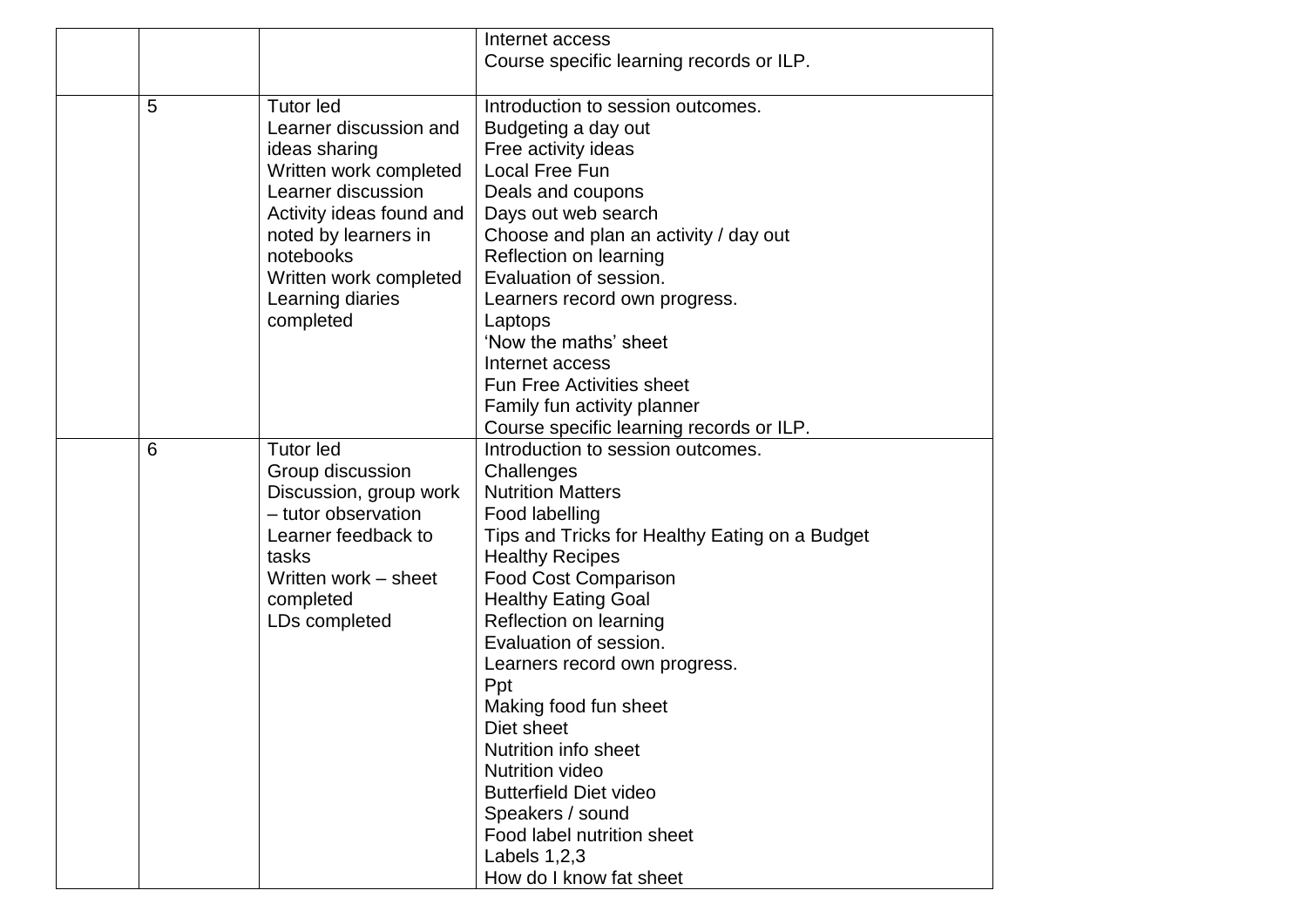| | | | |
|---|---|---|---|
| | | | Internet access<br>Course specific learning records or ILP. |
| | 5 | Tutor led<br>Learner discussion and ideas sharing<br>Written work completed<br>Learner discussion<br>Activity ideas found and noted by learners in notebooks<br>Written work completed<br>Learning diaries completed | Introduction to session outcomes.<br>Budgeting a day out<br>Free activity ideas<br>Local Free Fun<br>Deals and coupons<br>Days out web search<br>Choose and plan an activity / day out<br>Reflection on learning<br>Evaluation of session.<br>Learners record own progress.<br>Laptops<br>'Now the maths' sheet<br>Internet access<br>Fun Free Activities sheet<br>Family fun activity planner<br>Course specific learning records or ILP. |
| | 6 | Tutor led<br>Group discussion<br>Discussion, group work – tutor observation<br>Learner feedback to tasks<br>Written work – sheet completed<br>LDs completed | Introduction to session outcomes.<br>Challenges<br>Nutrition Matters<br>Food labelling<br>Tips and Tricks for Healthy Eating on a Budget<br>Healthy Recipes<br>Food Cost Comparison<br>Healthy Eating Goal<br>Reflection on learning<br>Evaluation of session.<br>Learners record own progress.<br>Ppt<br>Making food fun sheet<br>Diet sheet<br>Nutrition info sheet<br>Nutrition video<br>Butterfield Diet video<br>Speakers / sound<br>Food label nutrition sheet<br>Labels 1,2,3<br>How do I know fat sheet |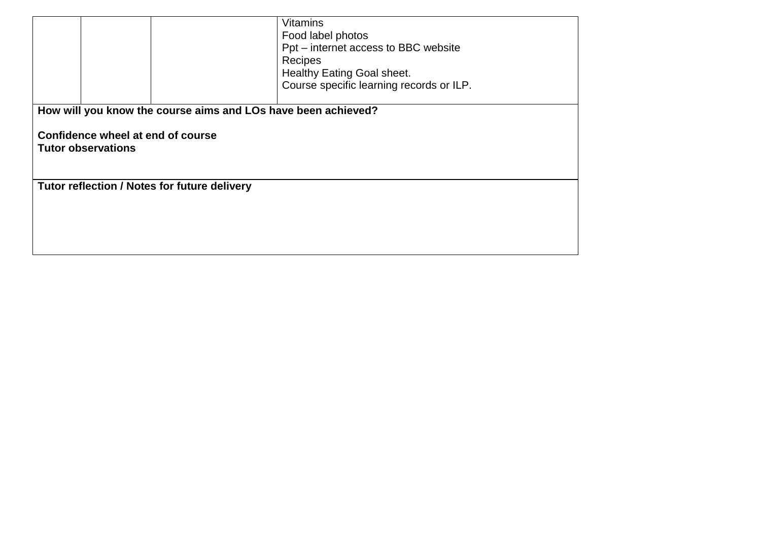| | | | |
|---|---|---|---|
| | | | Vitamins<br>Food label photos<br>Ppt – internet access to BBC website<br>Recipes<br>Healthy Eating Goal sheet.<br>Course specific learning records or ILP. |

**How will you know the course aims and LOs have been achieved?**

**Confidence wheel at end of course**
**Tutor observations**

**Tutor reflection / Notes for future delivery**